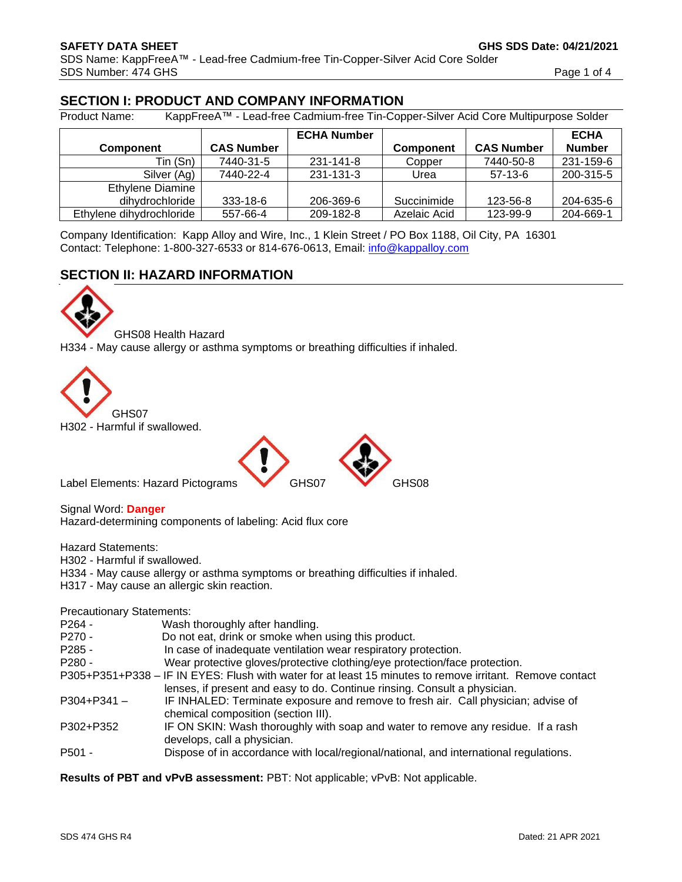## SECTION I: PRODUCT AND COMPANY INFORMATION

Product Name: KappFreeA™ - Lead-free Cadmium-free Tin-Copper-Silver Acid Core Multipurpose Solder

| Component | CAS Number | ECHA Number | Component | CAS Number | ECHA Number |
|---|---|---|---|---|---|
| Tin (Sn) | 7440-31-5 | 231-141-8 | Copper | 7440-50-8 | 231-159-6 |
| Silver (Ag) | 7440-22-4 | 231-131-3 | Urea | 57-13-6 | 200-315-5 |
| Ethylene Diamine dihydrochloride | 333-18-6 | 206-369-6 | Succinimide | 123-56-8 | 204-635-6 |
| Ethylene dihydrochloride | 557-66-4 | 209-182-8 | Azelaic Acid | 123-99-9 | 204-669-1 |

Company Identification: Kapp Alloy and Wire, Inc., 1 Klein Street / PO Box 1188, Oil City, PA 16301
Contact: Telephone: 1-800-327-6533 or 814-676-0613, Email: info@kappalloy.com

## SECTION II: HAZARD INFORMATION

GHS08 Health Hazard
H334 - May cause allergy or asthma symptoms or breathing difficulties if inhaled.

GHS07
H302 - Harmful if swallowed.

Label Elements: Hazard Pictograms GHS07 GHS08

Signal Word: **Danger**
Hazard-determining components of labeling: Acid flux core

Hazard Statements:
H302 - Harmful if swallowed.
H334 - May cause allergy or asthma symptoms or breathing difficulties if inhaled.
H317 - May cause an allergic skin reaction.

Precautionary Statements:
P264 - Wash thoroughly after handling.
P270 - Do not eat, drink or smoke when using this product.
P285 - In case of inadequate ventilation wear respiratory protection.
P280 - Wear protective gloves/protective clothing/eye protection/face protection.
P305+P351+P338 – IF IN EYES: Flush with water for at least 15 minutes to remove irritant. Remove contact lenses, if present and easy to do. Continue rinsing. Consult a physician.
P304+P341 – IF INHALED: Terminate exposure and remove to fresh air. Call physician; advise of chemical composition (section III).
P302+P352 IF ON SKIN: Wash thoroughly with soap and water to remove any residue. If a rash develops, call a physician.
P501 - Dispose of in accordance with local/regional/national, and international regulations.

**Results of PBT and vPvB assessment:** PBT: Not applicable; vPvB: Not applicable.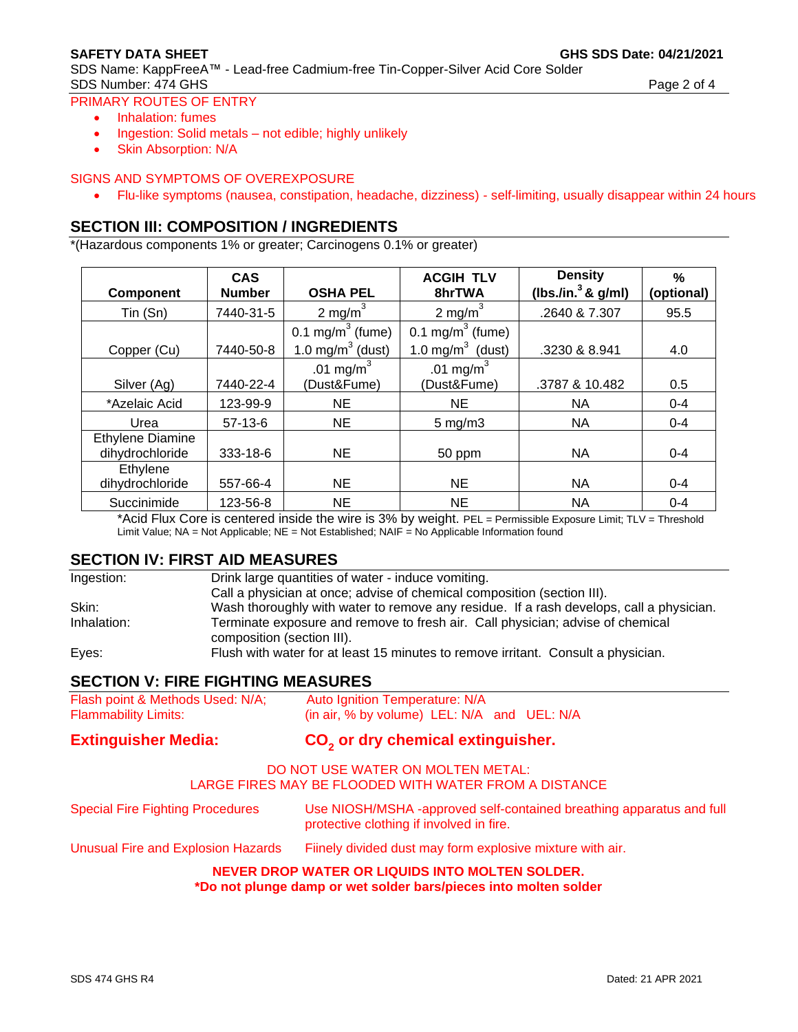PRIMARY ROUTES OF ENTRY

- Inhalation: fumes
- Ingestion: Solid metals – not edible; highly unlikely
- Skin Absorption: N/A

SIGNS AND SYMPTOMS OF OVEREXPOSURE

- Flu-like symptoms (nausea, constipation, headache, dizziness) - self-limiting, usually disappear within 24 hours

## SECTION III: COMPOSITION / INGREDIENTS

*(Hazardous components 1% or greater; Carcinogens 0.1% or greater)

| Component | CAS Number | OSHA PEL | ACGIH TLV 8hrTWA | Density (lbs./in.$^3$ & g/ml) | % (optional) |
|---|---|---|---|---|---|
| Tin (Sn) | 7440-31-5 | 2 mg/m$^3$ | 2 mg/m$^3$ | .2640 & 7.307 | 95.5 |
| Copper (Cu) | 7440-50-8 | 0.1 mg/m$^3$ (fume) 1.0 mg/m$^3$ (dust) | 0.1 mg/m$^3$ (fume) 1.0 mg/m$^3$ (dust) | .3230 & 8.941 | 4.0 |
| Silver (Ag) | 7440-22-4 | .01 mg/m$^3$ (Dust&Fume) | .01 mg/m$^3$ (Dust&Fume) | .3787 & 10.482 | 0.5 |
| *Azelaic Acid | 123-99-9 | NE | NE | NA | 0-4 |
| Urea | 57-13-6 | NE | 5 mg/m3 | NA | 0-4 |
| Ethylene Diamine dihydrochloride | 333-18-6 | NE | 50 ppm | NA | 0-4 |
| Ethylene dihydrochloride | 557-66-4 | NE | NE | NA | 0-4 |
| Succinimide | 123-56-8 | NE | NE | NA | 0-4 |

*Acid Flux Core is centered inside the wire is 3% by weight. PEL = Permissible Exposure Limit; TLV = Threshold Limit Value; NA = Not Applicable; NE = Not Established; NAIF = No Applicable Information found

## SECTION IV: FIRST AID MEASURES

| | |
|---|---|
| Ingestion: | Drink large quantities of water - induce vomiting. Call a physician at once; advise of chemical composition (section III). |
| Skin: | Wash thoroughly with water to remove any residue. If a rash develops, call a physician. |
| Inhalation: | Terminate exposure and remove to fresh air. Call physician; advise of chemical composition (section III). |
| Eyes: | Flush with water for at least 15 minutes to remove irritant. Consult a physician. |

## SECTION V: FIRE FIGHTING MEASURES

Flash point & Methods Used: N/A; Auto Ignition Temperature: N/A

Flammability Limits: (in air, % by volume) LEL: N/A and UEL: N/A

**Extinguisher Media:** **$CO_2$ or dry chemical extinguisher.**

DO NOT USE WATER ON MOLTEN METAL:
LARGE FIRES MAY BE FLOODED WITH WATER FROM A DISTANCE

Special Fire Fighting Procedures: Use NIOSH/MSHA -approved self-contained breathing apparatus and full protective clothing if involved in fire.

Unusual Fire and Explosion Hazards: Fiinely divided dust may form explosive mixture with air.

**NEVER DROP WATER OR LIQUIDS INTO MOLTEN SOLDER.**
***Do not plunge damp or wet solder bars/pieces into molten solder**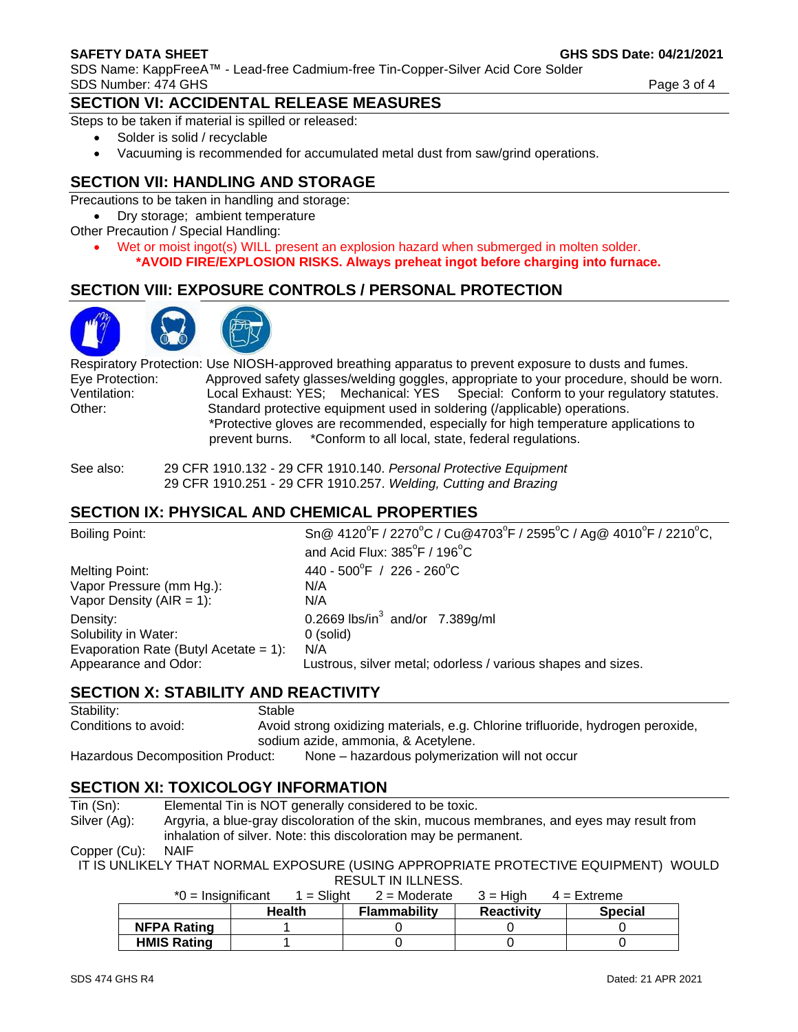## SECTION VI: ACCIDENTAL RELEASE MEASURES

Steps to be taken if material is spilled or released:

- Solder is solid / recyclable
- Vacuuming is recommended for accumulated metal dust from saw/grind operations.

## SECTION VII: HANDLING AND STORAGE

Precautions to be taken in handling and storage:

- Dry storage; ambient temperature

Other Precaution / Special Handling:

- Wet or moist ingot(s) WILL present an explosion hazard when submerged in molten solder.
  **\*AVOID FIRE/EXPLOSION RISKS. Always preheat ingot before charging into furnace.**

## SECTION VIII: EXPOSURE CONTROLS / PERSONAL PROTECTION

Respiratory Protection: Use NIOSH-approved breathing apparatus to prevent exposure to dusts and fumes.
Eye Protection: Approved safety glasses/welding goggles, appropriate to your procedure, should be worn.
Ventilation: Local Exhaust: YES; Mechanical: YES Special: Conform to your regulatory statutes.
Other: Standard protective equipment used in soldering (/applicable) operations.
*Protective gloves are recommended, especially for high temperature applications to prevent burns. *Conform to all local, state, federal regulations.

See also: 29 CFR 1910.132 - 29 CFR 1910.140. *Personal Protective Equipment*
29 CFR 1910.251 - 29 CFR 1910.257. *Welding, Cutting and Brazing*

## SECTION IX: PHYSICAL AND CHEMICAL PROPERTIES

| | |
|---|---|
| Boiling Point: | Sn@ 4120°F / 2270°C / Cu@4703°F / 2595°C / Ag@ 4010°F / 2210°C, and Acid Flux: 385°F / 196°C |
| Melting Point: | 440 - 500°F / 226 - 260°C |
| Vapor Pressure (mm Hg.): | N/A |
| Vapor Density (AIR = 1): | N/A |
| Density: | 0.2669 lbs/in$^3$ and/or 7.389g/ml |
| Solubility in Water: | 0 (solid) |
| Evaporation Rate (Butyl Acetate = 1): | N/A |
| Appearance and Odor: | Lustrous, silver metal; odorless / various shapes and sizes. |

## SECTION X: STABILITY AND REACTIVITY

Stability: Stable
Conditions to avoid: Avoid strong oxidizing materials, e.g. Chlorine trifluoride, hydrogen peroxide, sodium azide, ammonia, & Acetylene.
Hazardous Decomposition Product: None – hazardous polymerization will not occur

## SECTION XI: TOXICOLOGY INFORMATION

Tin (Sn): Elemental Tin is NOT generally considered to be toxic.
Silver (Ag): Argyria, a blue-gray discoloration of the skin, mucous membranes, and eyes may result from inhalation of silver. Note: this discoloration may be permanent.
Copper (Cu): NAIF

IT IS UNLIKELY THAT NORMAL EXPOSURE (USING APPROPRIATE PROTECTIVE EQUIPMENT) WOULD RESULT IN ILLNESS.

*0 = Insignificant 1 = Slight 2 = Moderate 3 = High 4 = Extreme

| | Health | Flammability | Reactivity | Special |
|---|---|---|---|---|
| **NFPA Rating** | 1 | 0 | 0 | 0 |
| **HMIS Rating** | 1 | 0 | 0 | 0 |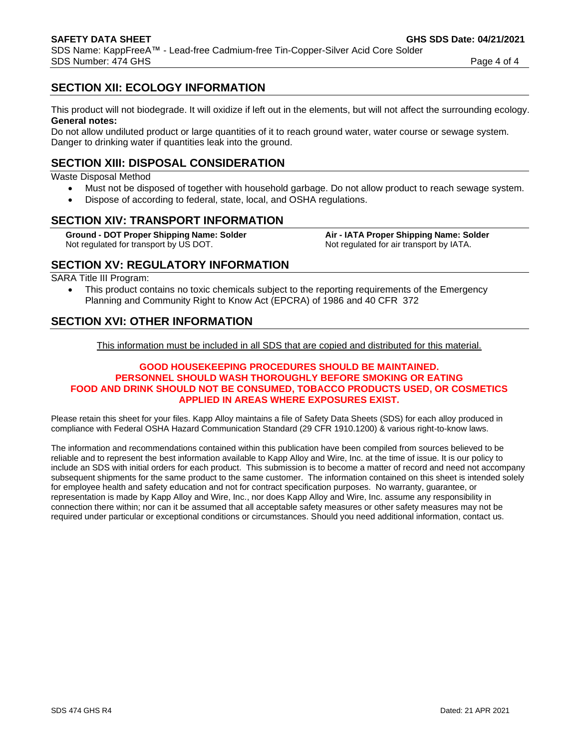## SECTION XII: ECOLOGY INFORMATION

This product will not biodegrade. It will oxidize if left out in the elements, but will not affect the surrounding ecology.

**General notes:**

Do not allow undiluted product or large quantities of it to reach ground water, water course or sewage system. Danger to drinking water if quantities leak into the ground.

## SECTION XIII: DISPOSAL CONSIDERATION

Waste Disposal Method

- Must not be disposed of together with household garbage. Do not allow product to reach sewage system.
- Dispose of according to federal, state, local, and OSHA regulations.

## SECTION XIV: TRANSPORT INFORMATION

**Ground - DOT Proper Shipping Name: Solder**
Not regulated for transport by US DOT.

**Air - IATA Proper Shipping Name: Solder**
Not regulated for air transport by IATA.

## SECTION XV: REGULATORY INFORMATION

SARA Title III Program:

- This product contains no toxic chemicals subject to the reporting requirements of the Emergency Planning and Community Right to Know Act (EPCRA) of 1986 and 40 CFR 372

## SECTION XVI: OTHER INFORMATION

<u>This information must be included in all SDS that are copied and distributed for this material.</u>

**GOOD HOUSEKEEPING PROCEDURES SHOULD BE MAINTAINED.**
**PERSONNEL SHOULD WASH THOROUGHLY BEFORE SMOKING OR EATING**
**FOOD AND DRINK SHOULD NOT BE CONSUMED, TOBACCO PRODUCTS USED, OR COSMETICS APPLIED IN AREAS WHERE EXPOSURES EXIST.**

Please retain this sheet for your files. Kapp Alloy maintains a file of Safety Data Sheets (SDS) for each alloy produced in compliance with Federal OSHA Hazard Communication Standard (29 CFR 1910.1200) & various right-to-know laws.

The information and recommendations contained within this publication have been compiled from sources believed to be reliable and to represent the best information available to Kapp Alloy and Wire, Inc. at the time of issue. It is our policy to include an SDS with initial orders for each product. This submission is to become a matter of record and need not accompany subsequent shipments for the same product to the same customer. The information contained on this sheet is intended solely for employee health and safety education and not for contract specification purposes. No warranty, guarantee, or representation is made by Kapp Alloy and Wire, Inc., nor does Kapp Alloy and Wire, Inc. assume any responsibility in connection there within; nor can it be assumed that all acceptable safety measures or other safety measures may not be required under particular or exceptional conditions or circumstances. Should you need additional information, contact us.